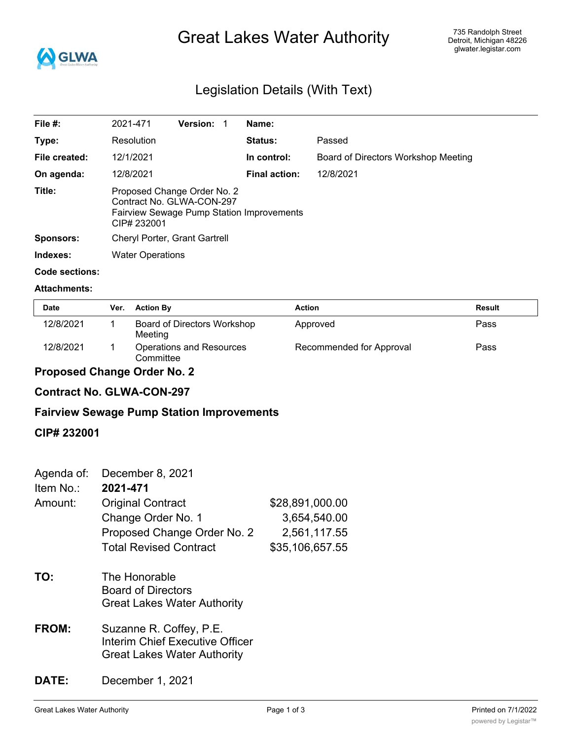# Great Lakes Water Authority

735 Randolph Street
Detroit, Michigan 48226
glwater.legistar.com

## Legislation Details (With Text)

| | | | | | |
|---|---|---|---|---|---|
| **File #:** | 2021-471 | **Version:** 1 | **Name:** | | |
| **Type:** | Resolution | | **Status:** | Passed | |
| **File created:** | 12/1/2021 | | **In control:** | Board of Directors Workshop Meeting | |
| **On agenda:** | 12/8/2021 | | **Final action:** | 12/8/2021 | |
| **Title:** | Proposed Change Order No. 2 Contract No. GLWA-CON-297 Fairview Sewage Pump Station Improvements CIP# 232001 | | | | |
| **Sponsors:** | Cheryl Porter, Grant Gartrell | | | | |
| **Indexes:** | Water Operations | | | | |
| **Code sections:** | | | | | |
| **Attachments:** | | | | | |

| Date | Ver. | Action By | Action | Result |
|---|---|---|---|---|
| 12/8/2021 | 1 | Board of Directors Workshop Meeting | Approved | Pass |
| 12/8/2021 | 1 | Operations and Resources Committee | Recommended for Approval | Pass |

### Proposed Change Order No. 2

### Contract No. GLWA-CON-297

### Fairview Sewage Pump Station Improvements

### CIP# 232001

| | | |
|---|---|---|
| Agenda of: | December 8, 2021 | |
| Item No.: | **2021-471** | |
| Amount: | Original Contract | $28,891,000.00 |
| | Change Order No. 1 | 3,654,540.00 |
| | Proposed Change Order No. 2 | 2,561,117.55 |
| | Total Revised Contract | $35,106,657.55 |

**TO:** The Honorable
Board of Directors
Great Lakes Water Authority

**FROM:** Suzanne R. Coffey, P.E.
Interim Chief Executive Officer
Great Lakes Water Authority

**DATE:** December 1, 2021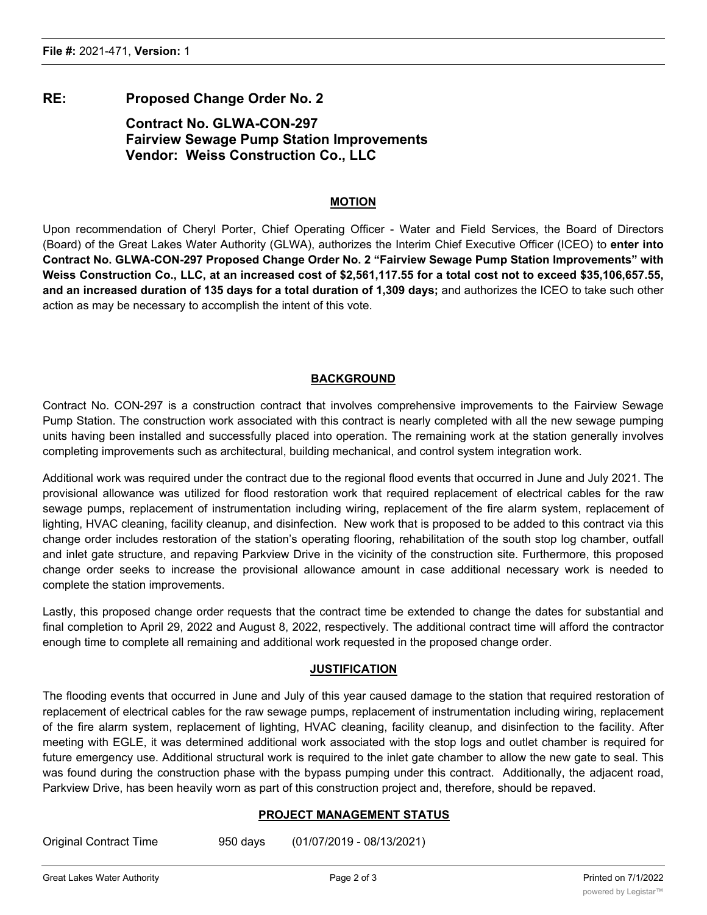**File #:** 2021-471, **Version:** 1

**RE: Proposed Change Order No. 2**

**Contract No. GLWA-CON-297**
**Fairview Sewage Pump Station Improvements**
**Vendor: Weiss Construction Co., LLC**

## MOTION

Upon recommendation of Cheryl Porter, Chief Operating Officer - Water and Field Services, the Board of Directors (Board) of the Great Lakes Water Authority (GLWA), authorizes the Interim Chief Executive Officer (ICEO) to **enter into Contract No. GLWA-CON-297 Proposed Change Order No. 2 "Fairview Sewage Pump Station Improvements" with Weiss Construction Co., LLC, at an increased cost of $2,561,117.55 for a total cost not to exceed $35,106,657.55, and an increased duration of 135 days for a total duration of 1,309 days;** and authorizes the ICEO to take such other action as may be necessary to accomplish the intent of this vote.

## BACKGROUND

Contract No. CON-297 is a construction contract that involves comprehensive improvements to the Fairview Sewage Pump Station. The construction work associated with this contract is nearly completed with all the new sewage pumping units having been installed and successfully placed into operation. The remaining work at the station generally involves completing improvements such as architectural, building mechanical, and control system integration work.

Additional work was required under the contract due to the regional flood events that occurred in June and July 2021. The provisional allowance was utilized for flood restoration work that required replacement of electrical cables for the raw sewage pumps, replacement of instrumentation including wiring, replacement of the fire alarm system, replacement of lighting, HVAC cleaning, facility cleanup, and disinfection. New work that is proposed to be added to this contract via this change order includes restoration of the station's operating flooring, rehabilitation of the south stop log chamber, outfall and inlet gate structure, and repaving Parkview Drive in the vicinity of the construction site. Furthermore, this proposed change order seeks to increase the provisional allowance amount in case additional necessary work is needed to complete the station improvements.

Lastly, this proposed change order requests that the contract time be extended to change the dates for substantial and final completion to April 29, 2022 and August 8, 2022, respectively. The additional contract time will afford the contractor enough time to complete all remaining and additional work requested in the proposed change order.

## JUSTIFICATION

The flooding events that occurred in June and July of this year caused damage to the station that required restoration of replacement of electrical cables for the raw sewage pumps, replacement of instrumentation including wiring, replacement of the fire alarm system, replacement of lighting, HVAC cleaning, facility cleanup, and disinfection to the facility. After meeting with EGLE, it was determined additional work associated with the stop logs and outlet chamber is required for future emergency use. Additional structural work is required to the inlet gate chamber to allow the new gate to seal. This was found during the construction phase with the bypass pumping under this contract. Additionally, the adjacent road, Parkview Drive, has been heavily worn as part of this construction project and, therefore, should be repaved.

## PROJECT MANAGEMENT STATUS

| | | |
|---|---|---|
| Original Contract Time | 950 days | (01/07/2019 - 08/13/2021) |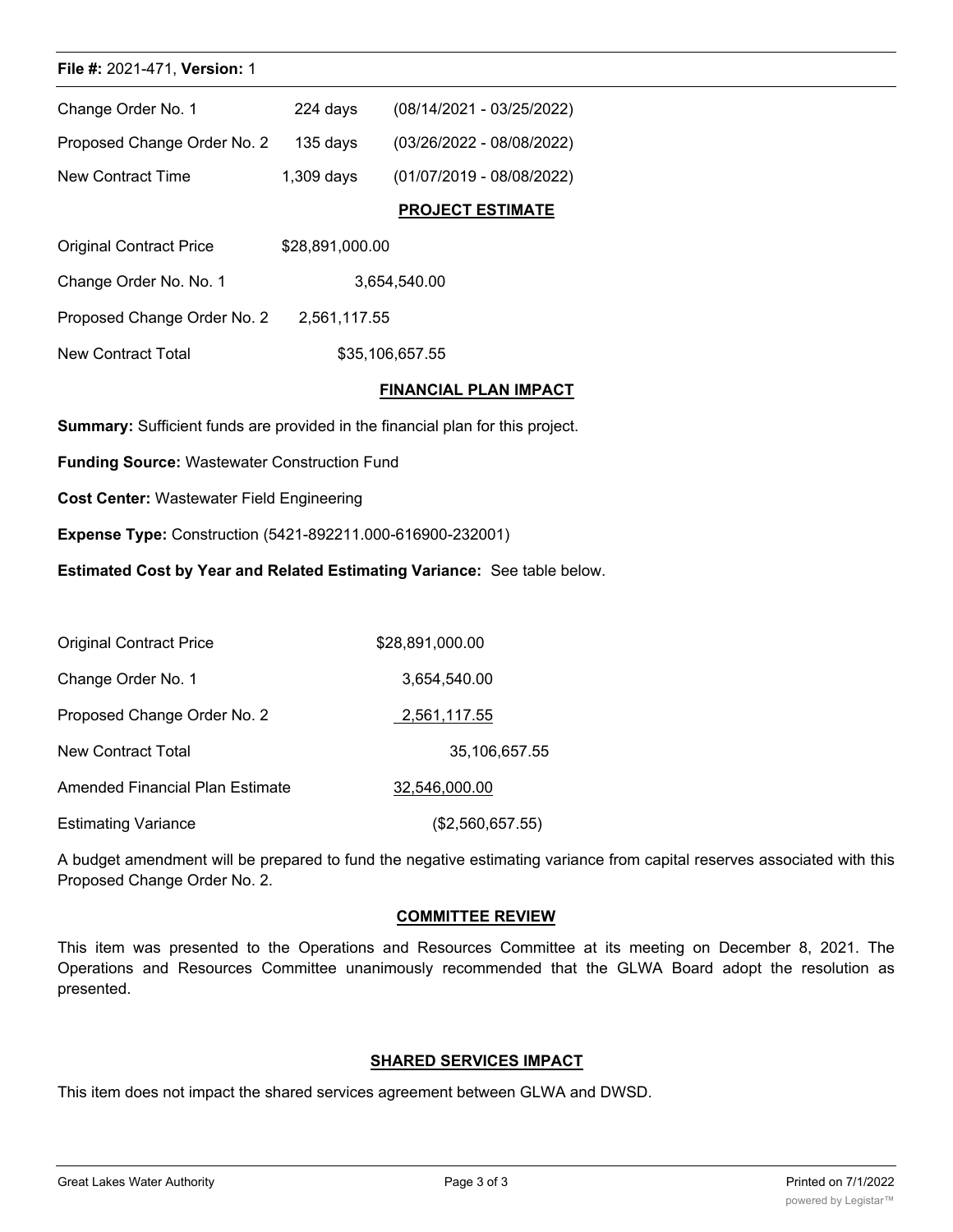| | | |
|---|---|---|
| Change Order No. 1 | 224 days | (08/14/2021 - 03/25/2022) |
| Proposed Change Order No. 2 | 135 days | (03/26/2022 - 08/08/2022) |
| New Contract Time | 1,309 days | (01/07/2019 - 08/08/2022) |

**PROJECT ESTIMATE**

| | |
|---|---|
| Original Contract Price | $28,891,000.00 |
| Change Order No. No. 1 | 3,654,540.00 |
| Proposed Change Order No. 2 | 2,561,117.55 |
| New Contract Total | $35,106,657.55 |

**FINANCIAL PLAN IMPACT**

**Summary:** Sufficient funds are provided in the financial plan for this project.

**Funding Source:** Wastewater Construction Fund

**Cost Center:** Wastewater Field Engineering

**Expense Type:** Construction (5421-892211.000-616900-232001)

**Estimated Cost by Year and Related Estimating Variance:** See table below.

| | |
|---|---|
| Original Contract Price | $28,891,000.00 |
| Change Order No. 1 | 3,654,540.00 |
| Proposed Change Order No. 2 | 2,561,117.55 |
| New Contract Total | 35,106,657.55 |
| Amended Financial Plan Estimate | 32,546,000.00 |
| Estimating Variance | ($2,560,657.55) |

A budget amendment will be prepared to fund the negative estimating variance from capital reserves associated with this Proposed Change Order No. 2.

**COMMITTEE REVIEW**

This item was presented to the Operations and Resources Committee at its meeting on December 8, 2021. The Operations and Resources Committee unanimously recommended that the GLWA Board adopt the resolution as presented.

**SHARED SERVICES IMPACT**

This item does not impact the shared services agreement between GLWA and DWSD.